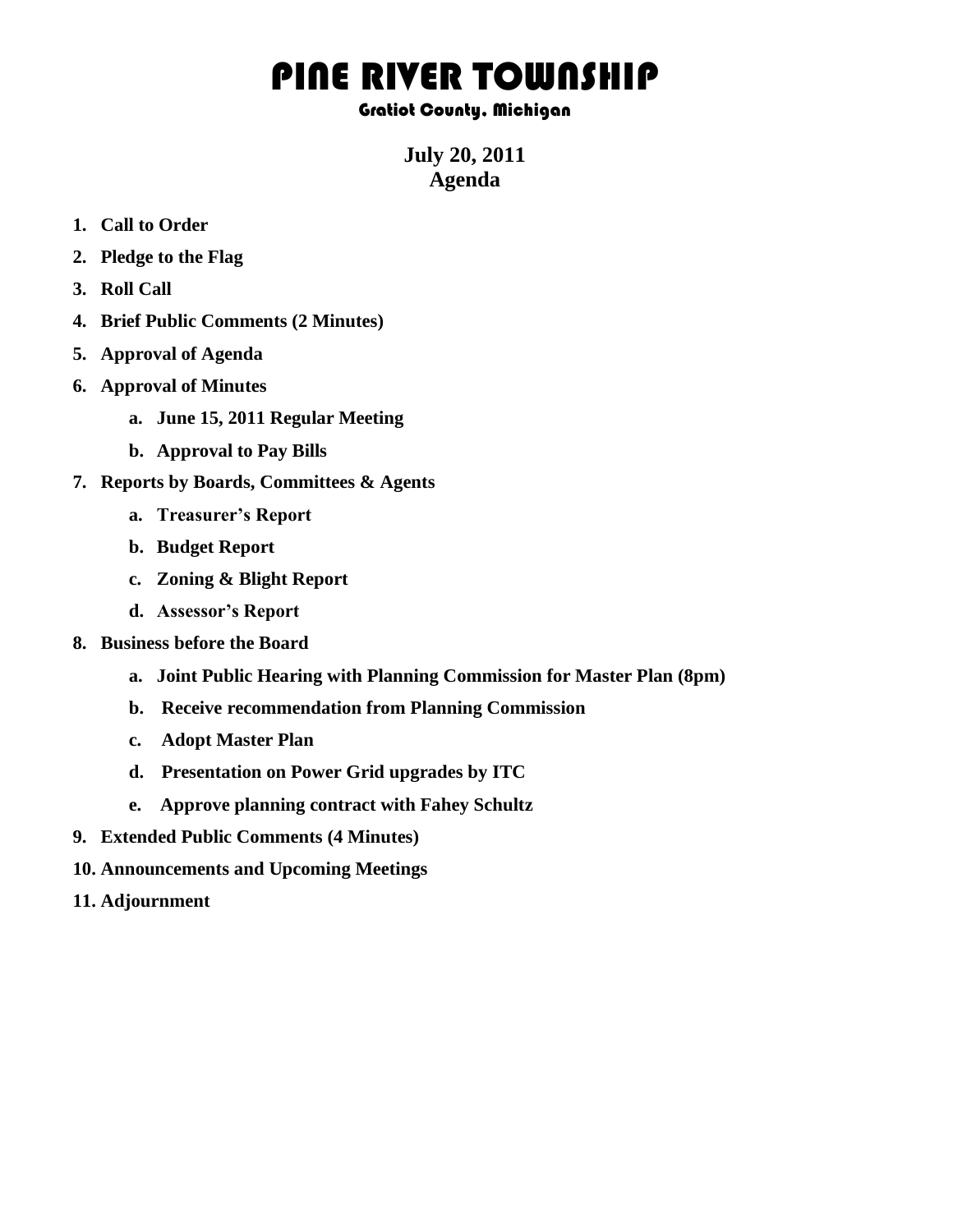# PINE RIVER TOWNSHIP

### Gratiot County, Michigan

**July 20, 2011**
**Agenda**

1. **Call to Order**
2. **Pledge to the Flag**
3. **Roll Call**
4. **Brief Public Comments (2 Minutes)**
5. **Approval of Agenda**
6. **Approval of Minutes**
   a. **June 15, 2011 Regular Meeting**
   b. **Approval to Pay Bills**
7. **Reports by Boards, Committees & Agents**
   a. **Treasurer's Report**
   b. **Budget Report**
   c. **Zoning & Blight Report**
   d. **Assessor's Report**
8. **Business before the Board**
   a. **Joint Public Hearing with Planning Commission for Master Plan (8pm)**
   b. **Receive recommendation from Planning Commission**
   c. **Adopt Master Plan**
   d. **Presentation on Power Grid upgrades by ITC**
   e. **Approve planning contract with Fahey Schultz**
9. **Extended Public Comments (4 Minutes)**
10. **Announcements and Upcoming Meetings**
11. **Adjournment**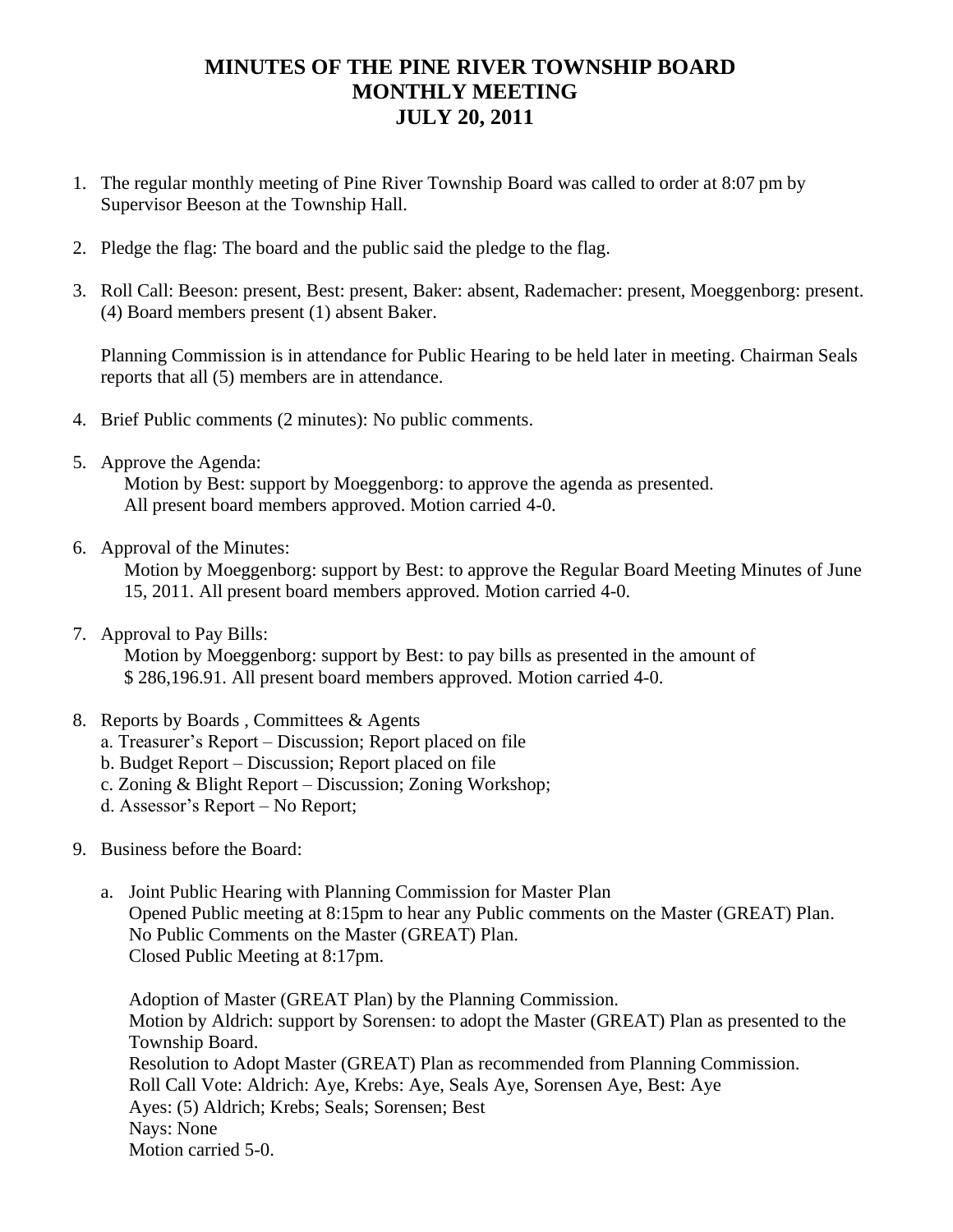# MINUTES OF THE PINE RIVER TOWNSHIP BOARD
# MONTHLY MEETING
# JULY 20, 2011

1. The regular monthly meeting of Pine River Township Board was called to order at 8:07 pm by Supervisor Beeson at the Township Hall.

2. Pledge the flag: The board and the public said the pledge to the flag.

3. Roll Call: Beeson: present, Best: present, Baker: absent, Rademacher: present, Moeggenborg: present. (4) Board members present (1) absent Baker.

   Planning Commission is in attendance for Public Hearing to be held later in meeting. Chairman Seals reports that all (5) members are in attendance.

4. Brief Public comments (2 minutes): No public comments.

5. Approve the Agenda:
   Motion by Best: support by Moeggenborg: to approve the agenda as presented.
   All present board members approved. Motion carried 4-0.

6. Approval of the Minutes:
   Motion by Moeggenborg: support by Best: to approve the Regular Board Meeting Minutes of June 15, 2011. All present board members approved. Motion carried 4-0.

7. Approval to Pay Bills:
   Motion by Moeggenborg: support by Best: to pay bills as presented in the amount of $ 286,196.91. All present board members approved. Motion carried 4-0.

8. Reports by Boards , Committees & Agents
   a. Treasurer's Report – Discussion; Report placed on file
   b. Budget Report – Discussion; Report placed on file
   c. Zoning & Blight Report – Discussion; Zoning Workshop;
   d. Assessor's Report – No Report;

9. Business before the Board:

   a. Joint Public Hearing with Planning Commission for Master Plan
      Opened Public meeting at 8:15pm to hear any Public comments on the Master (GREAT) Plan.
      No Public Comments on the Master (GREAT) Plan.
      Closed Public Meeting at 8:17pm.

      Adoption of Master (GREAT Plan) by the Planning Commission.
      Motion by Aldrich: support by Sorensen: to adopt the Master (GREAT) Plan as presented to the Township Board.
      Resolution to Adopt Master (GREAT) Plan as recommended from Planning Commission.
      Roll Call Vote: Aldrich: Aye, Krebs: Aye, Seals Aye, Sorensen Aye, Best: Aye
      Ayes: (5) Aldrich; Krebs; Seals; Sorensen; Best
      Nays: None
      Motion carried 5-0.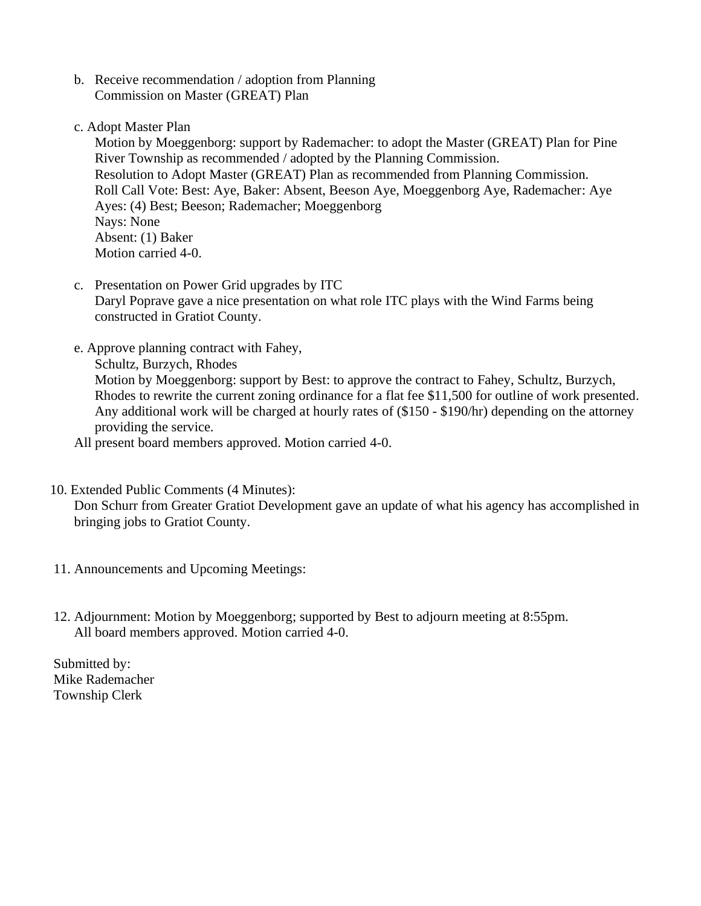b. Receive recommendation / adoption from Planning Commission on Master (GREAT) Plan

c. Adopt Master Plan

Motion by Moeggenborg: support by Rademacher: to adopt the Master (GREAT) Plan for Pine River Township as recommended / adopted by the Planning Commission.
Resolution to Adopt Master (GREAT) Plan as recommended from Planning Commission.
Roll Call Vote: Best: Aye, Baker: Absent, Beeson Aye, Moeggenborg Aye, Rademacher: Aye
Ayes: (4) Best; Beeson; Rademacher; Moeggenborg
Nays: None
Absent: (1) Baker
Motion carried 4-0.

c. Presentation on Power Grid upgrades by ITC

Daryl Poprave gave a nice presentation on what role ITC plays with the Wind Farms being constructed in Gratiot County.

e. Approve planning contract with Fahey, Schultz, Burzych, Rhodes

Motion by Moeggenborg: support by Best: to approve the contract to Fahey, Schultz, Burzych, Rhodes to rewrite the current zoning ordinance for a flat fee $11,500 for outline of work presented. Any additional work will be charged at hourly rates of ($150 - $190/hr) depending on the attorney providing the service.

All present board members approved. Motion carried 4-0.

10. Extended Public Comments (4 Minutes):

Don Schurr from Greater Gratiot Development gave an update of what his agency has accomplished in bringing jobs to Gratiot County.

11. Announcements and Upcoming Meetings:

12. Adjournment: Motion by Moeggenborg; supported by Best to adjourn meeting at 8:55pm.
All board members approved. Motion carried 4-0.

Submitted by:
Mike Rademacher
Township Clerk